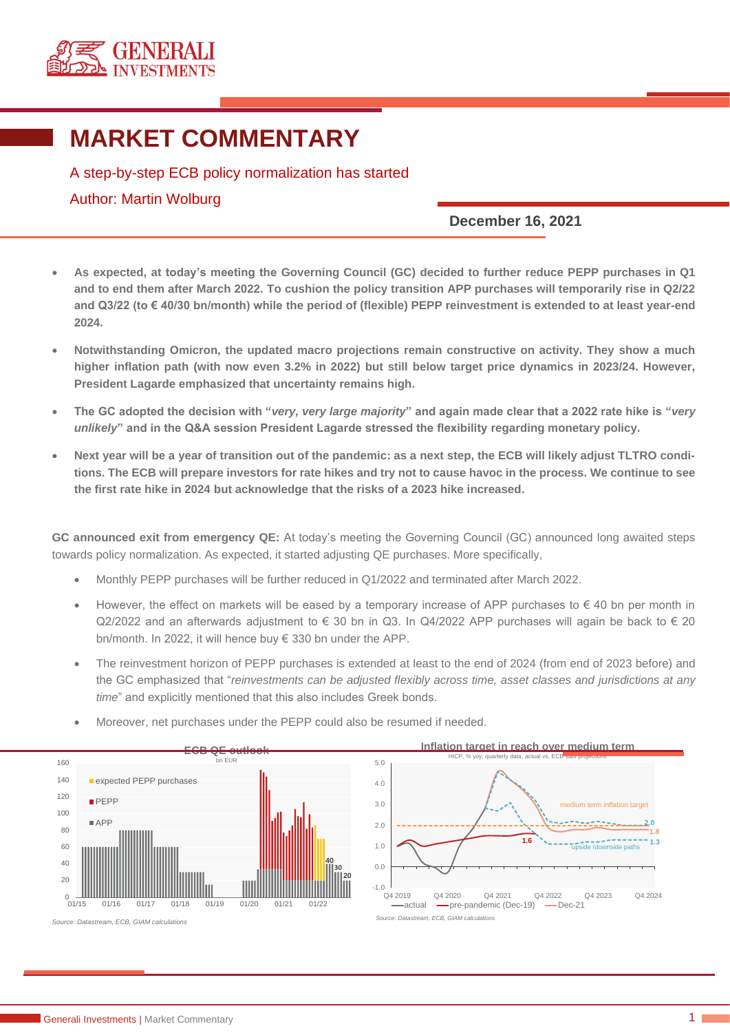# MARKET COMMENTARY

A step-by-step ECB policy normalization has started

Author: Martin Wolburg

**December 16, 2021**

- **As expected, at today's meeting the Governing Council (GC) decided to further reduce PEPP purchases in Q1 and to end them after March 2022. To cushion the policy transition APP purchases will temporarily rise in Q2/22 and Q3/22 (to € 40/30 bn/month) while the period of (flexible) PEPP reinvestment is extended to at least year-end 2024.**
- **Notwithstanding Omicron, the updated macro projections remain constructive on activity. They show a much higher inflation path (with now even 3.2% in 2022) but still below target price dynamics in 2023/24. However, President Lagarde emphasized that uncertainty remains high.**
- **The GC adopted the decision with "*very, very large majority*" and again made clear that a 2022 rate hike is "*very unlikely*" and in the Q&A session President Lagarde stressed the flexibility regarding monetary policy.**
- **Next year will be a year of transition out of the pandemic: as a next step, the ECB will likely adjust TLTRO conditions. The ECB will prepare investors for rate hikes and try not to cause havoc in the process. We continue to see the first rate hike in 2024 but acknowledge that the risks of a 2023 hike increased.**

**GC announced exit from emergency QE:** At today's meeting the Governing Council (GC) announced long awaited steps towards policy normalization. As expected, it started adjusting QE purchases. More specifically,

- Monthly PEPP purchases will be further reduced in Q1/2022 and terminated after March 2022.
- However, the effect on markets will be eased by a temporary increase of APP purchases to € 40 bn per month in Q2/2022 and an afterwards adjustment to € 30 bn in Q3. In Q4/2022 APP purchases will again be back to € 20 bn/month. In 2022, it will hence buy € 330 bn under the APP.
- The reinvestment horizon of PEPP purchases is extended at least to the end of 2024 (from end of 2023 before) and the GC emphasized that "*reinvestments can be adjusted flexibly across time, asset classes and jurisdictions at any time*" and explicitly mentioned that this also includes Greek bonds.
- Moreover, net purchases under the PEPP could also be resumed if needed.

**ECB QE outlook** (bn EUR)

Source: Datastream, ECB, GIAM calculations

**Inflation target in reach over medium term** (HICP, % yoy, quarterly data, actual vs. ECB staff projections)

Source: Datastream, ECB, GIAM calculations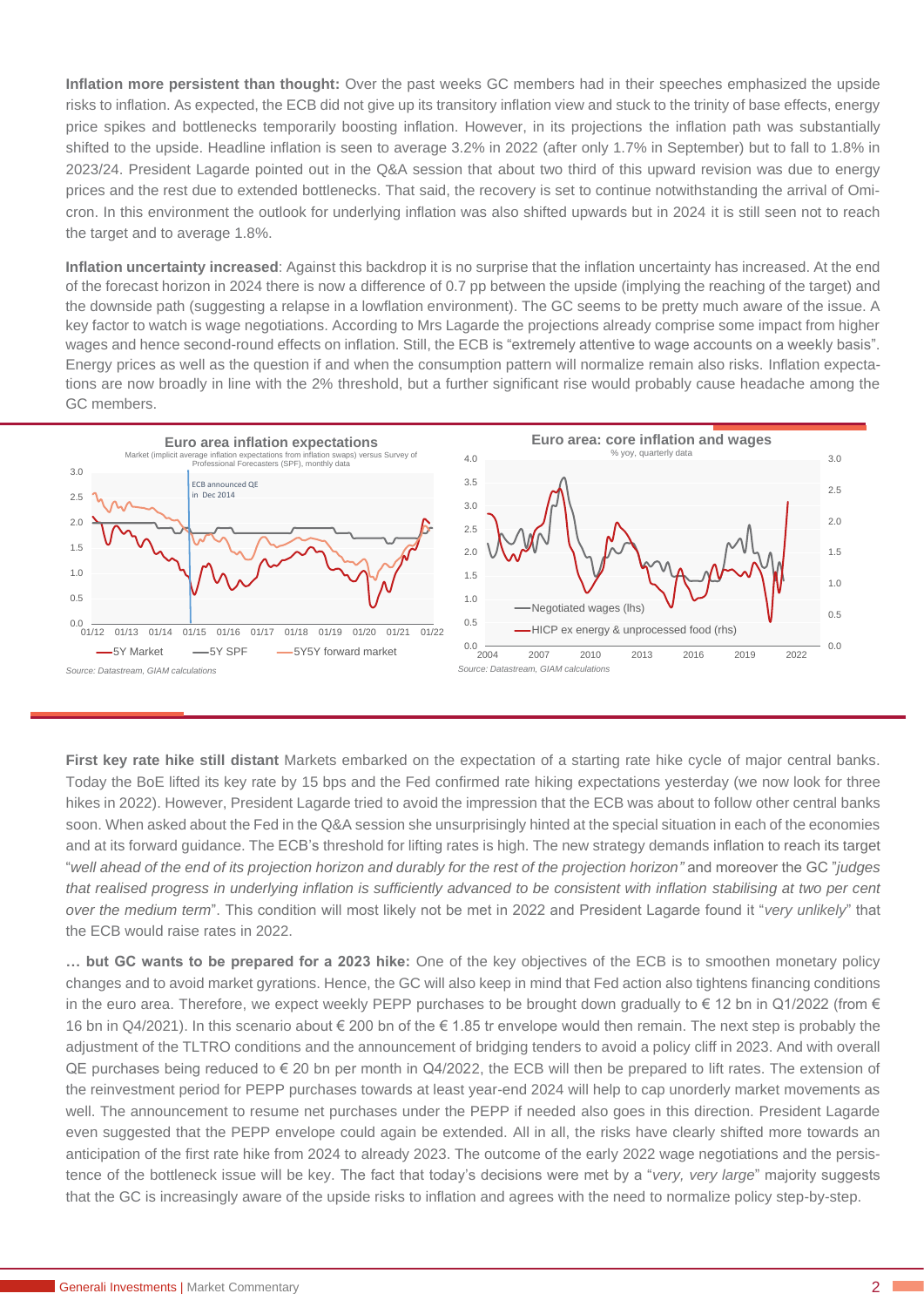**Inflation more persistent than thought:** Over the past weeks GC members had in their speeches emphasized the upside risks to inflation. As expected, the ECB did not give up its transitory inflation view and stuck to the trinity of base effects, energy price spikes and bottlenecks temporarily boosting inflation. However, in its projections the inflation path was substantially shifted to the upside. Headline inflation is seen to average 3.2% in 2022 (after only 1.7% in September) but to fall to 1.8% in 2023/24. President Lagarde pointed out in the Q&A session that about two third of this upward revision was due to energy prices and the rest due to extended bottlenecks. That said, the recovery is set to continue notwithstanding the arrival of Omicron. In this environment the outlook for underlying inflation was also shifted upwards but in 2024 it is still seen not to reach the target and to average 1.8%.

**Inflation uncertainty increased**: Against this backdrop it is no surprise that the inflation uncertainty has increased. At the end of the forecast horizon in 2024 there is now a difference of 0.7 pp between the upside (implying the reaching of the target) and the downside path (suggesting a relapse in a lowflation environment). The GC seems to be pretty much aware of the issue. A key factor to watch is wage negotiations. According to Mrs Lagarde the projections already comprise some impact from higher wages and hence second-round effects on inflation. Still, the ECB is "extremely attentive to wage accounts on a weekly basis". Energy prices as well as the question if and when the consumption pattern will normalize remain also risks. Inflation expectations are now broadly in line with the 2% threshold, but a further significant rise would probably cause headache among the GC members.

**Euro area inflation expectations**
Market (implicit average inflation expectations from inflation swaps) versus Survey of Professional Forecasters (SPF), monthly data

ECB announced QE in Dec 2014

5Y Market — 5Y SPF — 5Y5Y forward market

*Source: Datastream, GIAM calculations*

**Euro area: core inflation and wages**
% yoy, quarterly data

Negotiated wages (lhs) — HICP ex energy & unprocessed food (rhs)

*Source: Datastream, GIAM calculations*

**First key rate hike still distant** Markets embarked on the expectation of a starting rate hike cycle of major central banks. Today the BoE lifted its key rate by 15 bps and the Fed confirmed rate hiking expectations yesterday (we now look for three hikes in 2022). However, President Lagarde tried to avoid the impression that the ECB was about to follow other central banks soon. When asked about the Fed in the Q&A session she unsurprisingly hinted at the special situation in each of the economies and at its forward guidance. The ECB's threshold for lifting rates is high. The new strategy demands inflation to reach its target "*well ahead of the end of its projection horizon and durably for the rest of the projection horizon"* and moreover the GC "*judges that realised progress in underlying inflation is sufficiently advanced to be consistent with inflation stabilising at two per cent over the medium term*". This condition will most likely not be met in 2022 and President Lagarde found it "*very unlikely*" that the ECB would raise rates in 2022.

**… but GC wants to be prepared for a 2023 hike:** One of the key objectives of the ECB is to smoothen monetary policy changes and to avoid market gyrations. Hence, the GC will also keep in mind that Fed action also tightens financing conditions in the euro area. Therefore, we expect weekly PEPP purchases to be brought down gradually to € 12 bn in Q1/2022 (from € 16 bn in Q4/2021). In this scenario about € 200 bn of the € 1.85 tr envelope would then remain. The next step is probably the adjustment of the TLTRO conditions and the announcement of bridging tenders to avoid a policy cliff in 2023. And with overall QE purchases being reduced to € 20 bn per month in Q4/2022, the ECB will then be prepared to lift rates. The extension of the reinvestment period for PEPP purchases towards at least year-end 2024 will help to cap unorderly market movements as well. The announcement to resume net purchases under the PEPP if needed also goes in this direction. President Lagarde even suggested that the PEPP envelope could again be extended. All in all, the risks have clearly shifted more towards an anticipation of the first rate hike from 2024 to already 2023. The outcome of the early 2022 wage negotiations and the persistence of the bottleneck issue will be key. The fact that today's decisions were met by a "*very, very large*" majority suggests that the GC is increasingly aware of the upside risks to inflation and agrees with the need to normalize policy step-by-step.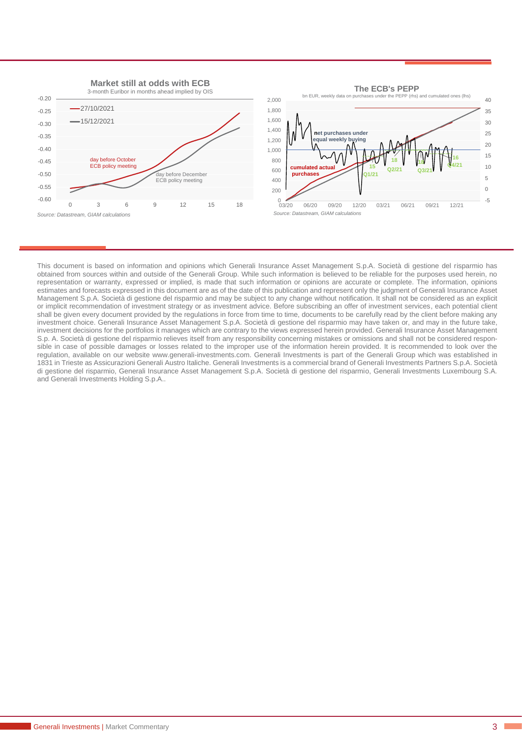**Market still at odds with ECB**

3-month Euribor in months ahead implied by OIS

-0.20
-0.25
-0.30
-0.35
-0.40
-0.45
-0.50
-0.55
-0.60

0 3 6 9 12 15 18

27/10/2021

15/12/2021

day before October ECB policy meeting

day before December ECB policy meeting

*Source: Datastream, GIAM calculations*

**The ECB's PEPP**

bn EUR, weekly data on purchases under the PEPP (rhs) and cumulated ones (lhs)

2,000
1,800
1,600
1,400
1,200
1,000
800
600
400
200
0

40
35
30
25
20
15
10
5
0
-5

03/20 06/20 09/20 12/20 03/21 06/21 09/21 12/21

net purchases under equal weekly buying

cumulated actual purchases

15 Q1/21

18 Q2/21

18 Q3/21

16 Q4/21

*Source: Datastream, GIAM calculations*

This document is based on information and opinions which Generali Insurance Asset Management S.p.A. Società di gestione del risparmio has obtained from sources within and outside of the Generali Group. While such information is believed to be reliable for the purposes used herein, no representation or warranty, expressed or implied, is made that such information or opinions are accurate or complete. The information, opinions estimates and forecasts expressed in this document are as of the date of this publication and represent only the judgment of Generali Insurance Asset Management S.p.A. Società di gestione del risparmio and may be subject to any change without notification. It shall not be considered as an explicit or implicit recommendation of investment strategy or as investment advice. Before subscribing an offer of investment services, each potential client shall be given every document provided by the regulations in force from time to time, documents to be carefully read by the client before making any investment choice. Generali Insurance Asset Management S.p.A. Società di gestione del risparmio may have taken or, and may in the future take, investment decisions for the portfolios it manages which are contrary to the views expressed herein provided. Generali Insurance Asset Management S.p. A. Società di gestione del risparmio relieves itself from any responsibility concerning mistakes or omissions and shall not be considered responsible in case of possible damages or losses related to the improper use of the information herein provided. It is recommended to look over the regulation, available on our website www.generali-investments.com. Generali Investments is part of the Generali Group which was established in 1831 in Trieste as Assicurazioni Generali Austro Italiche. Generali Investments is a commercial brand of Generali Investments Partners S.p.A. Società di gestione del risparmio, Generali Insurance Asset Management S.p.A. Società di gestione del risparmio, Generali Investments Luxembourg S.A. and Generali Investments Holding S.p.A..